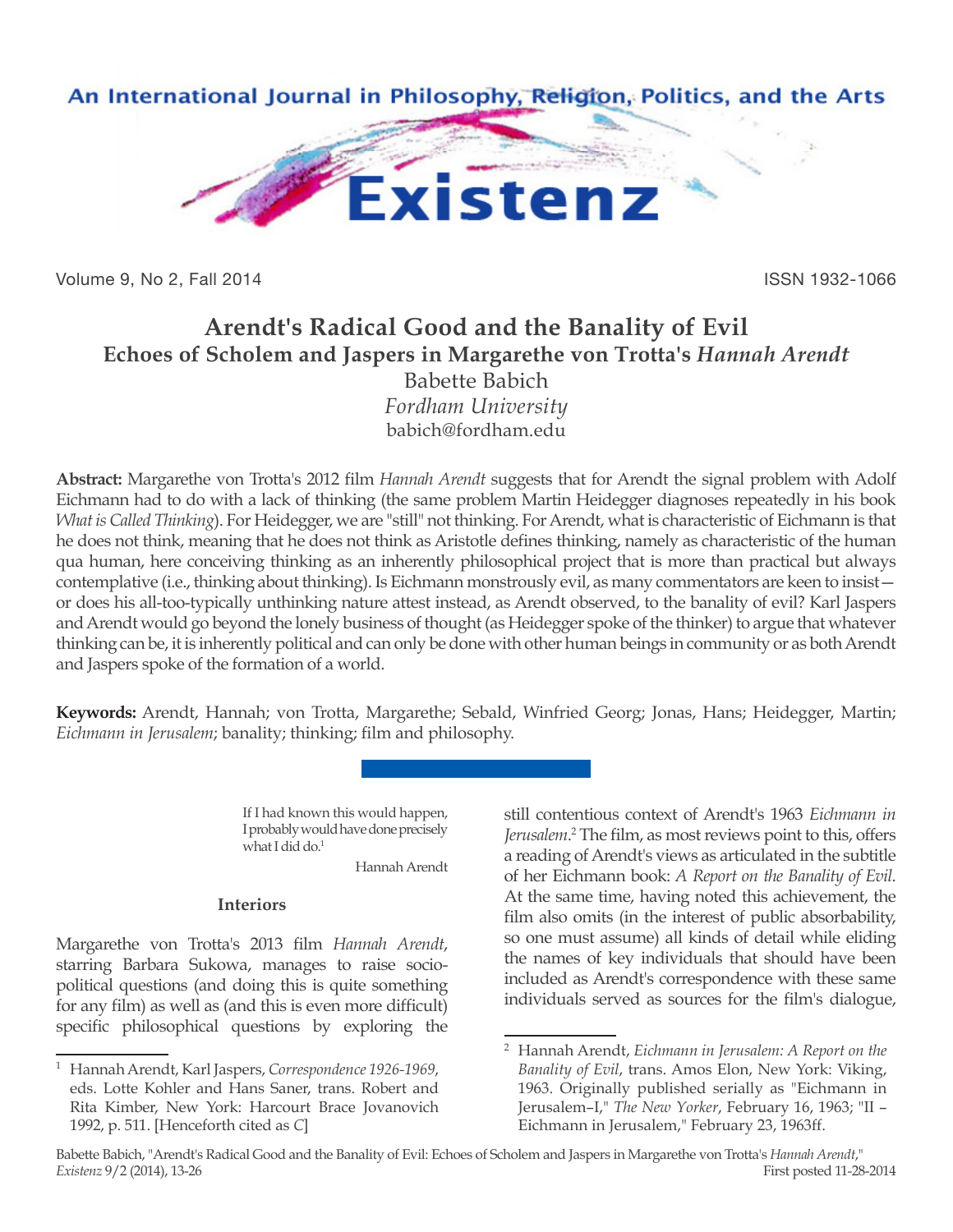# Arendt's Radical Good and the Banality of Evil

## Echoes of Scholem and Jaspers in Margarethe von Trotta's *Hannah Arendt*

Babette Babich

*Fordham University*

babich@fordham.edu

**Abstract:** Margarethe von Trotta's 2012 film *Hannah Arendt* suggests that for Arendt the signal problem with Adolf Eichmann had to do with a lack of thinking (the same problem Martin Heidegger diagnoses repeatedly in his book *What is Called Thinking*). For Heidegger, we are "still" not thinking. For Arendt, what is characteristic of Eichmann is that he does not think, meaning that he does not think as Aristotle defines thinking, namely as characteristic of the human qua human, here conceiving thinking as an inherently philosophical project that is more than practical but always contemplative (i.e., thinking about thinking). Is Eichmann monstrously evil, as many commentators are keen to insist—or does his all-too-typically unthinking nature attest instead, as Arendt observed, to the banality of evil? Karl Jaspers and Arendt would go beyond the lonely business of thought (as Heidegger spoke of the thinker) to argue that whatever thinking can be, it is inherently political and can only be done with other human beings in community or as both Arendt and Jaspers spoke of the formation of a world.

**Keywords:** Arendt, Hannah; von Trotta, Margarethe; Sebald, Winfried Georg; Jonas, Hans; Heidegger, Martin; *Eichmann in Jerusalem*; banality; thinking; film and philosophy.

> If I had known this would happen, I probably would have done precisely what I did do.[1]
>
> Hannah Arendt

### Interiors

Margarethe von Trotta's 2013 film *Hannah Arendt*, starring Barbara Sukowa, manages to raise socio-political questions (and doing this is quite something for any film) as well as (and this is even more difficult) specific philosophical questions by exploring the still contentious context of Arendt's 1963 *Eichmann in Jerusalem*.[2] The film, as most reviews point to this, offers a reading of Arendt's views as articulated in the subtitle of her Eichmann book: *A Report on the Banality of Evil*. At the same time, having noted this achievement, the film also omits (in the interest of public absorbability, so one must assume) all kinds of detail while eliding the names of key individuals that should have been included as Arendt's correspondence with these same individuals served as sources for the film's dialogue,

---

1 Hannah Arendt, Karl Jaspers, *Correspondence 1926-1969*, eds. Lotte Kohler and Hans Saner, trans. Robert and Rita Kimber, New York: Harcourt Brace Jovanovich 1992, p. 511. [Henceforth cited as *C*]

2 Hannah Arendt, *Eichmann in Jerusalem: A Report on the Banality of Evil*, trans. Amos Elon, New York: Viking, 1963. Originally published serially as "Eichmann in Jerusalem–I," *The New Yorker*, February 16, 1963; "II – Eichmann in Jerusalem," February 23, 1963ff.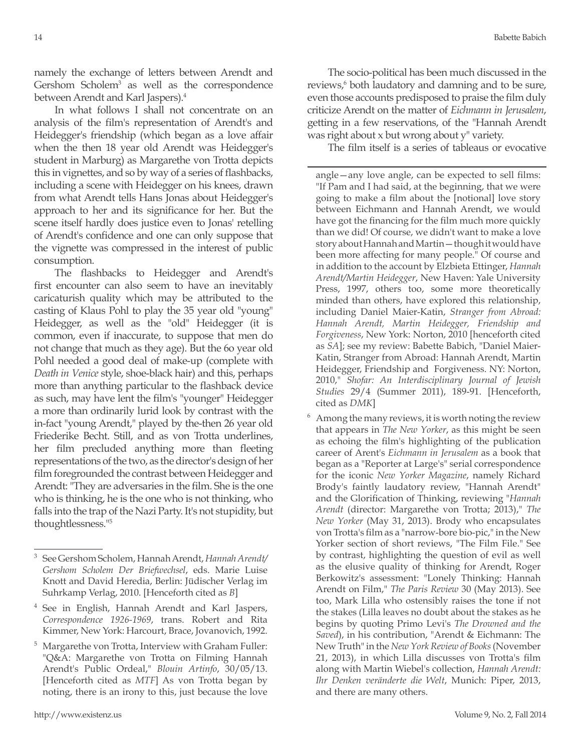namely the exchange of letters between Arendt and Gershom Scholem[3] as well as the correspondence between Arendt and Karl Jaspers).[4]

In what follows I shall not concentrate on an analysis of the film's representation of Arendt's and Heidegger's friendship (which began as a love affair when the then 18 year old Arendt was Heidegger's student in Marburg) as Margarethe von Trotta depicts this in vignettes, and so by way of a series of flashbacks, including a scene with Heidegger on his knees, drawn from what Arendt tells Hans Jonas about Heidegger's approach to her and its significance for her. But the scene itself hardly does justice even to Jonas' retelling of Arendt's confidence and one can only suppose that the vignette was compressed in the interest of public consumption.

The flashbacks to Heidegger and Arendt's first encounter can also seem to have an inevitably caricaturish quality which may be attributed to the casting of Klaus Pohl to play the 35 year old "young" Heidegger, as well as the "old" Heidegger (it is common, even if inaccurate, to suppose that men do not change that much as they age). But the 6o year old Pohl needed a good deal of make-up (complete with *Death in Venice* style, shoe-black hair) and this, perhaps more than anything particular to the flashback device as such, may have lent the film's "younger" Heidegger a more than ordinarily lurid look by contrast with the in-fact "young Arendt," played by the-then 26 year old Friederike Becht. Still, and as von Trotta underlines, her film precluded anything more than fleeting representations of the two, as the director's design of her film foregrounded the contrast between Heidegger and Arendt: "They are adversaries in the film. She is the one who is thinking, he is the one who is not thinking, who falls into the trap of the Nazi Party. It's not stupidity, but thoughtlessness."[5]

The socio-political has been much discussed in the reviews,[6] both laudatory and damning and to be sure, even those accounts predisposed to praise the film duly criticize Arendt on the matter of *Eichmann in Jerusalem*, getting in a few reservations, of the "Hannah Arendt was right about x but wrong about y" variety.

The film itself is a series of tableaus or evocative

---

[3] See Gershom Scholem, Hannah Arendt, *Hannah Arendt/ Gershom Scholem Der Briefwechsel*, eds. Marie Luise Knott and David Heredia, Berlin: Jüdischer Verlag im Suhrkamp Verlag, 2010. [Henceforth cited as *B*]

[4] See in English, Hannah Arendt and Karl Jaspers, *Correspondence 1926-1969*, trans. Robert and Rita Kimmer, New York: Harcourt, Brace, Jovanovich, 1992.

[5] Margarethe von Trotta, Interview with Graham Fuller: "Q&A: Margarethe von Trotta on Filming Hannah Arendt's Public Ordeal," *Blouin Artinfo*, 30/05/13. [Henceforth cited as *MTF*] As von Trotta began by noting, there is an irony to this, just because the love angle—any love angle, can be expected to sell films: "If Pam and I had said, at the beginning, that we were going to make a film about the [notional] love story between Eichmann and Hannah Arendt, we would have got the financing for the film much more quickly than we did! Of course, we didn't want to make a love story about Hannah and Martin—though it would have been more affecting for many people." Of course and in addition to the account by Elzbieta Ettinger, *Hannah Arendt/Martin Heidegger*, New Haven: Yale University Press, 1997, others too, some more theoretically minded than others, have explored this relationship, including Daniel Maier-Katin, *Stranger from Abroad: Hannah Arendt, Martin Heidegger, Friendship and Forgiveness*, New York: Norton, 2010 [henceforth cited as *SA*]; see my review: Babette Babich, "Daniel Maier-Katin, Stranger from Abroad: Hannah Arendt, Martin Heidegger, Friendship and Forgiveness. NY: Norton, 2010," *Shofar: An Interdisciplinary Journal of Jewish Studies* 29/4 (Summer 2011), 189-91. [Henceforth, cited as *DMK*]

[6] Among the many reviews, it is worth noting the review that appears in *The New Yorker*, as this might be seen as echoing the film's highlighting of the publication career of Arent's *Eichmann in Jerusalem* as a book that began as a "Reporter at Large's" serial correspondence for the iconic *New Yorker Magazine*, namely Richard Brody's faintly laudatory review, "Hannah Arendt" and the Glorification of Thinking, reviewing "*Hannah Arendt* (director: Margarethe von Trotta; 2013)," *The New Yorker* (May 31, 2013). Brody who encapsulates von Trotta's film as a "narrow-bore bio-pic," in the New Yorker section of short reviews, "The Film File." See by contrast, highlighting the question of evil as well as the elusive quality of thinking for Arendt, Roger Berkowitz's assessment: "Lonely Thinking: Hannah Arendt on Film," *The Paris Review* 30 (May 2013). See too, Mark Lilla who ostensibly raises the tone if not the stakes (Lilla leaves no doubt about the stakes as he begins by quoting Primo Levi's *The Drowned and the Saved*), in his contribution, "Arendt & Eichmann: The New Truth" in the *New York Review of Books* (November 21, 2013), in which Lilla discusses von Trotta's film along with Martin Wiebel's collection, *Hannah Arendt: Ihr Denken veränderte die Welt*, Munich: Piper, 2013, and there are many others.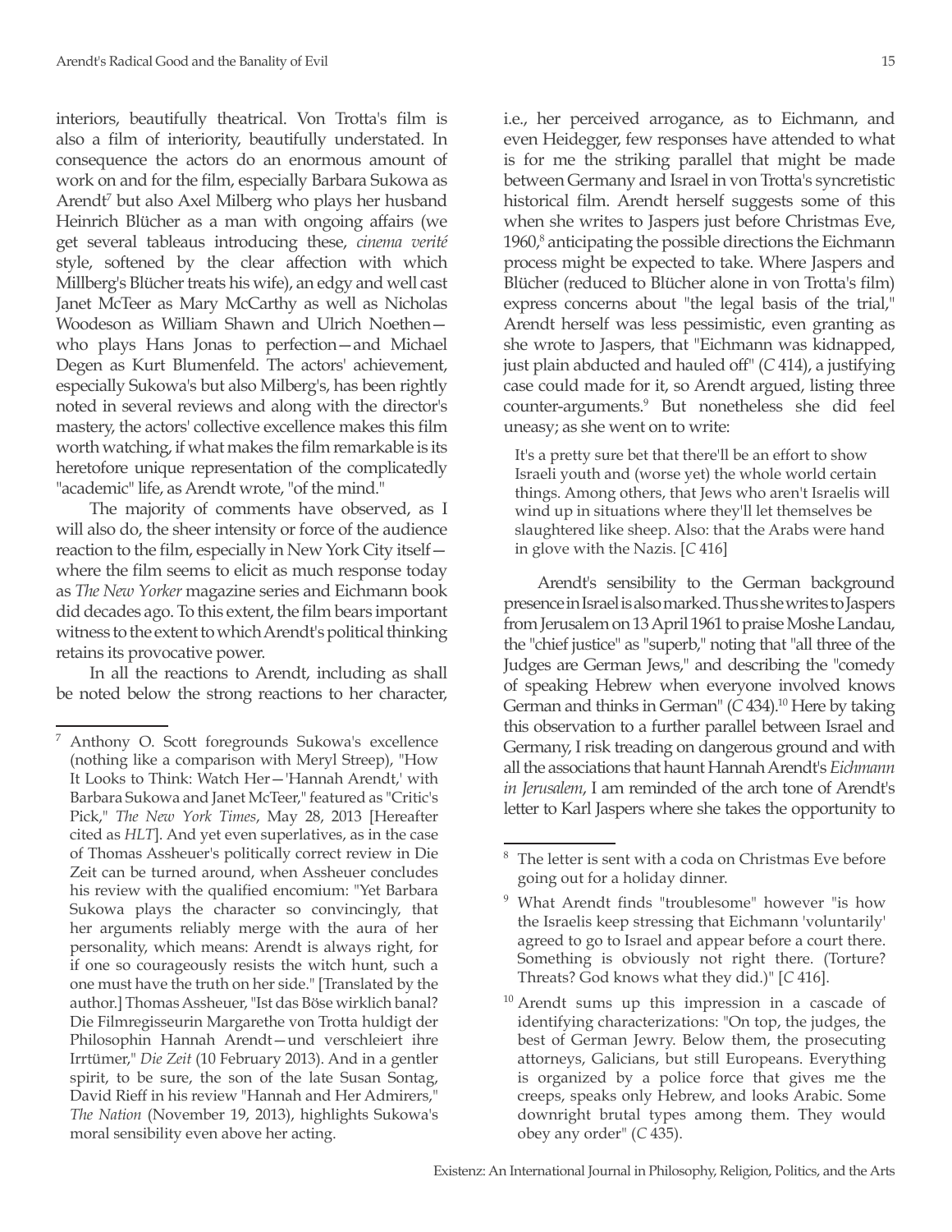interiors, beautifully theatrical. Von Trotta's film is also a film of interiority, beautifully understated. In consequence the actors do an enormous amount of work on and for the film, especially Barbara Sukowa as Arendt[7] but also Axel Milberg who plays her husband Heinrich Blücher as a man with ongoing affairs (we get several tableaus introducing these, *cinema verité* style, softened by the clear affection with which Millberg's Blücher treats his wife), an edgy and well cast Janet McTeer as Mary McCarthy as well as Nicholas Woodeson as William Shawn and Ulrich Noethen—who plays Hans Jonas to perfection—and Michael Degen as Kurt Blumenfeld. The actors' achievement, especially Sukowa's but also Milberg's, has been rightly noted in several reviews and along with the director's mastery, the actors' collective excellence makes this film worth watching, if what makes the film remarkable is its heretofore unique representation of the complicatedly "academic" life, as Arendt wrote, "of the mind."

The majority of comments have observed, as I will also do, the sheer intensity or force of the audience reaction to the film, especially in New York City itself—where the film seems to elicit as much response today as *The New Yorker* magazine series and Eichmann book did decades ago. To this extent, the film bears important witness to the extent to which Arendt's political thinking retains its provocative power.

In all the reactions to Arendt, including as shall be noted below the strong reactions to her character, i.e., her perceived arrogance, as to Eichmann, and even Heidegger, few responses have attended to what is for me the striking parallel that might be made between Germany and Israel in von Trotta's syncretistic historical film. Arendt herself suggests some of this when she writes to Jaspers just before Christmas Eve, 1960,[8] anticipating the possible directions the Eichmann process might be expected to take. Where Jaspers and Blücher (reduced to Blücher alone in von Trotta's film) express concerns about "the legal basis of the trial," Arendt herself was less pessimistic, even granting as she wrote to Jaspers, that "Eichmann was kidnapped, just plain abducted and hauled off" (*C* 414), a justifying case could made for it, so Arendt argued, listing three counter-arguments.[9] But nonetheless she did feel uneasy; as she went on to write:

> It's a pretty sure bet that there'll be an effort to show Israeli youth and (worse yet) the whole world certain things. Among others, that Jews who aren't Israelis will wind up in situations where they'll let themselves be slaughtered like sheep. Also: that the Arabs were hand in glove with the Nazis. [*C* 416]

Arendt's sensibility to the German background presence in Israel is also marked. Thus she writes to Jaspers from Jerusalem on 13 April 1961 to praise Moshe Landau, the "chief justice" as "superb," noting that "all three of the Judges are German Jews," and describing the "comedy of speaking Hebrew when everyone involved knows German and thinks in German" (*C* 434).[10] Here by taking this observation to a further parallel between Israel and Germany, I risk treading on dangerous ground and with all the associations that haunt Hannah Arendt's *Eichmann in Jerusalem*, I am reminded of the arch tone of Arendt's letter to Karl Jaspers where she takes the opportunity to

---

[7] Anthony O. Scott foregrounds Sukowa's excellence (nothing like a comparison with Meryl Streep), "How It Looks to Think: Watch Her—'Hannah Arendt,' with Barbara Sukowa and Janet McTeer," featured as "Critic's Pick," *The New York Times*, May 28, 2013 [Hereafter cited as *HLT*]. And yet even superlatives, as in the case of Thomas Assheuer's politically correct review in Die Zeit can be turned around, when Assheuer concludes his review with the qualified encomium: "Yet Barbara Sukowa plays the character so convincingly, that her arguments reliably merge with the aura of her personality, which means: Arendt is always right, for if one so courageously resists the witch hunt, such a one must have the truth on her side." [Translated by the author.] Thomas Assheuer, "Ist das Böse wirklich banal? Die Filmregisseurin Margarethe von Trotta huldigt der Philosophin Hannah Arendt—und verschleiert ihre Irrtümer," *Die Zeit* (10 February 2013). And in a gentler spirit, to be sure, the son of the late Susan Sontag, David Rieff in his review "Hannah and Her Admirers," *The Nation* (November 19, 2013), highlights Sukowa's moral sensibility even above her acting.

[8] The letter is sent with a coda on Christmas Eve before going out for a holiday dinner.

[9] What Arendt finds "troublesome" however "is how the Israelis keep stressing that Eichmann 'voluntarily' agreed to go to Israel and appear before a court there. Something is obviously not right there. (Torture? Threats? God knows what they did.)" [*C* 416].

[10] Arendt sums up this impression in a cascade of identifying characterizations: "On top, the judges, the best of German Jewry. Below them, the prosecuting attorneys, Galicians, but still Europeans. Everything is organized by a police force that gives me the creeps, speaks only Hebrew, and looks Arabic. Some downright brutal types among them. They would obey any order" (*C* 435).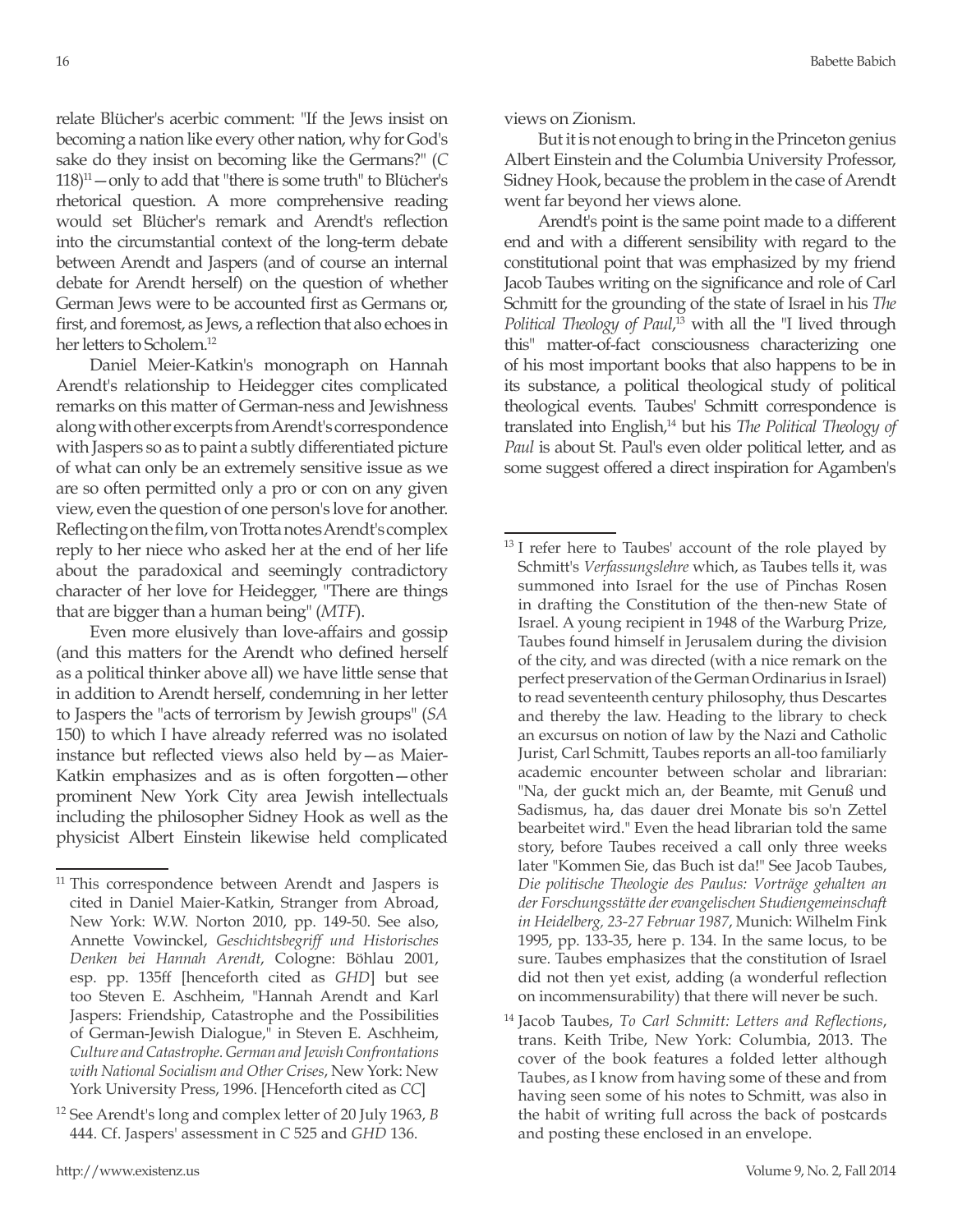relate Blücher's acerbic comment: "If the Jews insist on becoming a nation like every other nation, why for God's sake do they insist on becoming like the Germans?" (*C* 118)[11]—only to add that "there is some truth" to Blücher's rhetorical question. A more comprehensive reading would set Blücher's remark and Arendt's reflection into the circumstantial context of the long-term debate between Arendt and Jaspers (and of course an internal debate for Arendt herself) on the question of whether German Jews were to be accounted first as Germans or, first, and foremost, as Jews, a reflection that also echoes in her letters to Scholem.[12]

Daniel Meier-Katkin's monograph on Hannah Arendt's relationship to Heidegger cites complicated remarks on this matter of German-ness and Jewishness along with other excerpts from Arendt's correspondence with Jaspers so as to paint a subtly differentiated picture of what can only be an extremely sensitive issue as we are so often permitted only a pro or con on any given view, even the question of one person's love for another. Reflecting on the film, von Trotta notes Arendt's complex reply to her niece who asked her at the end of her life about the paradoxical and seemingly contradictory character of her love for Heidegger, "There are things that are bigger than a human being" (*MTF*).

Even more elusively than love-affairs and gossip (and this matters for the Arendt who defined herself as a political thinker above all) we have little sense that in addition to Arendt herself, condemning in her letter to Jaspers the "acts of terrorism by Jewish groups" (*SA* 150) to which I have already referred was no isolated instance but reflected views also held by—as Meier-Katkin emphasizes and as is often forgotten—other prominent New York City area Jewish intellectuals including the philosopher Sidney Hook as well as the physicist Albert Einstein likewise held complicated views on Zionism.

But it is not enough to bring in the Princeton genius Albert Einstein and the Columbia University Professor, Sidney Hook, because the problem in the case of Arendt went far beyond her views alone.

Arendt's point is the same point made to a different end and with a different sensibility with regard to the constitutional point that was emphasized by my friend Jacob Taubes writing on the significance and role of Carl Schmitt for the grounding of the state of Israel in his *The Political Theology of Paul*,[13] with all the "I lived through this" matter-of-fact consciousness characterizing one of his most important books that also happens to be in its substance, a political theological study of political theological events. Taubes' Schmitt correspondence is translated into English,[14] but his *The Political Theology of Paul* is about St. Paul's even older political letter, and as some suggest offered a direct inspiration for Agamben's

---

[11] This correspondence between Arendt and Jaspers is cited in Daniel Maier-Katkin, Stranger from Abroad, New York: W.W. Norton 2010, pp. 149-50. See also, Annette Vowinckel, *Geschichtsbegriff und Historisches Denken bei Hannah Arendt*, Cologne: Böhlau 2001, esp. pp. 135ff [henceforth cited as *GHD*] but see too Steven E. Aschheim, "Hannah Arendt and Karl Jaspers: Friendship, Catastrophe and the Possibilities of German-Jewish Dialogue," in Steven E. Aschheim, *Culture and Catastrophe. German and Jewish Confrontations with National Socialism and Other Crises*, New York: New York University Press, 1996. [Henceforth cited as *CC*]

[12] See Arendt's long and complex letter of 20 July 1963, *B* 444. Cf. Jaspers' assessment in *C* 525 and *GHD* 136.

[13] I refer here to Taubes' account of the role played by Schmitt's *Verfassungslehre* which, as Taubes tells it, was summoned into Israel for the use of Pinchas Rosen in drafting the Constitution of the then-new State of Israel. A young recipient in 1948 of the Warburg Prize, Taubes found himself in Jerusalem during the division of the city, and was directed (with a nice remark on the perfect preservation of the German Ordinarius in Israel) to read seventeenth century philosophy, thus Descartes and thereby the law. Heading to the library to check an excursus on notion of law by the Nazi and Catholic Jurist, Carl Schmitt, Taubes reports an all-too familiarly academic encounter between scholar and librarian: "Na, der guckt mich an, der Beamte, mit Genuß und Sadismus, ha, das dauer drei Monate bis so'n Zettel bearbeitet wird." Even the head librarian told the same story, before Taubes received a call only three weeks later "Kommen Sie, das Buch ist da!" See Jacob Taubes, *Die politische Theologie des Paulus: Vorträge gehalten an der Forschungsstätte der evangelischen Studiengemeinschaft in Heidelberg, 23-27 Februar 1987*, Munich: Wilhelm Fink 1995, pp. 133-35, here p. 134. In the same locus, to be sure. Taubes emphasizes that the constitution of Israel did not then yet exist, adding (a wonderful reflection on incommensurability) that there will never be such.

[14] Jacob Taubes, *To Carl Schmitt: Letters and Reflections*, trans. Keith Tribe, New York: Columbia, 2013. The cover of the book features a folded letter although Taubes, as I know from having some of these and from having seen some of his notes to Schmitt, was also in the habit of writing full across the back of postcards and posting these enclosed in an envelope.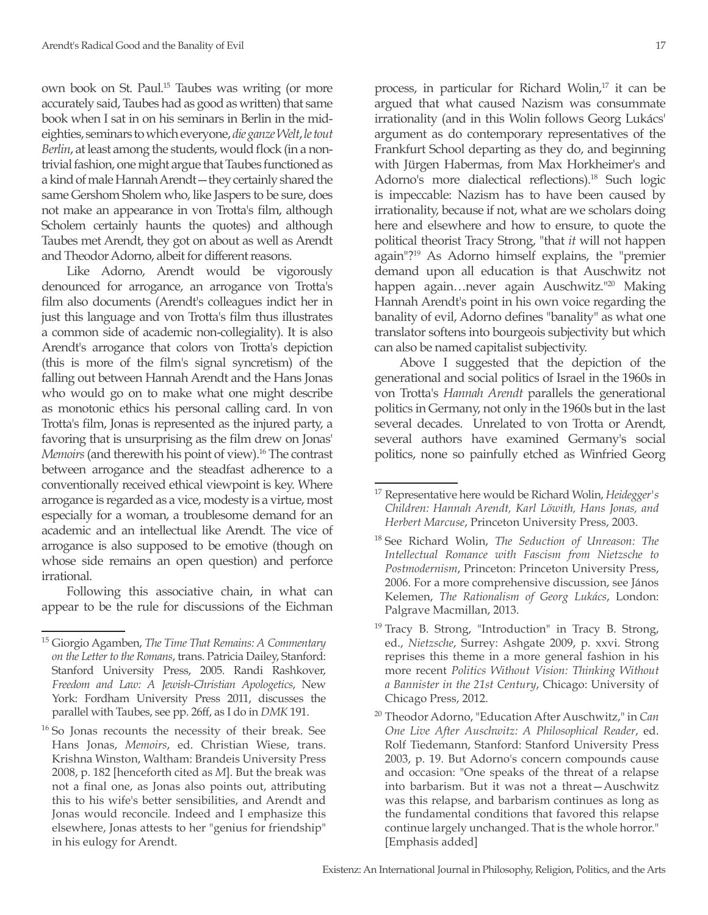own book on St. Paul.[15] Taubes was writing (or more accurately said, Taubes had as good as written) that same book when I sat in on his seminars in Berlin in the mid-eighties, seminars to which everyone, *die ganze Welt*, *le tout Berlin*, at least among the students, would flock (in a non-trivial fashion, one might argue that Taubes functioned as a kind of male Hannah Arendt—they certainly shared the same Gershom Sholem who, like Jaspers to be sure, does not make an appearance in von Trotta's film, although Scholem certainly haunts the quotes) and although Taubes met Arendt, they got on about as well as Arendt and Theodor Adorno, albeit for different reasons.

Like Adorno, Arendt would be vigorously denounced for arrogance, an arrogance von Trotta's film also documents (Arendt's colleagues indict her in just this language and von Trotta's film thus illustrates a common side of academic non-collegiality). It is also Arendt's arrogance that colors von Trotta's depiction (this is more of the film's signal syncretism) of the falling out between Hannah Arendt and the Hans Jonas who would go on to make what one might describe as monotonic ethics his personal calling card. In von Trotta's film, Jonas is represented as the injured party, a favoring that is unsurprising as the film drew on Jonas' *Memoirs* (and therewith his point of view).[16] The contrast between arrogance and the steadfast adherence to a conventionally received ethical viewpoint is key. Where arrogance is regarded as a vice, modesty is a virtue, most especially for a woman, a troublesome demand for an academic and an intellectual like Arendt. The vice of arrogance is also supposed to be emotive (though on whose side remains an open question) and perforce irrational.

Following this associative chain, in what can appear to be the rule for discussions of the Eichman process, in particular for Richard Wolin,[17] it can be argued that what caused Nazism was consummate irrationality (and in this Wolin follows Georg Lukács' argument as do contemporary representatives of the Frankfurt School departing as they do, and beginning with Jürgen Habermas, from Max Horkheimer's and Adorno's more dialectical reflections).[18] Such logic is impeccable: Nazism has to have been caused by irrationality, because if not, what are we scholars doing here and elsewhere and how to ensure, to quote the political theorist Tracy Strong, "that *it* will not happen again"?[19] As Adorno himself explains, the "premier demand upon all education is that Auschwitz not happen again…never again Auschwitz."[20] Making Hannah Arendt's point in his own voice regarding the banality of evil, Adorno defines "banality" as what one translator softens into bourgeois subjectivity but which can also be named capitalist subjectivity.

Above I suggested that the depiction of the generational and social politics of Israel in the 1960s in von Trotta's *Hannah Arendt* parallels the generational politics in Germany, not only in the 1960s but in the last several decades. Unrelated to von Trotta or Arendt, several authors have examined Germany's social politics, none so painfully etched as Winfried Georg

---

[15] Giorgio Agamben, *The Time That Remains: A Commentary on the Letter to the Romans*, trans. Patricia Dailey, Stanford: Stanford University Press, 2005. Randi Rashkover, *Freedom and Law: A Jewish-Christian Apologetics*, New York: Fordham University Press 2011, discusses the parallel with Taubes, see pp. 26ff, as I do in *DMK* 191.

[16] So Jonas recounts the necessity of their break. See Hans Jonas, *Memoirs*, ed. Christian Wiese, trans. Krishna Winston, Waltham: Brandeis University Press 2008, p. 182 [henceforth cited as *M*]. But the break was not a final one, as Jonas also points out, attributing this to his wife's better sensibilities, and Arendt and Jonas would reconcile. Indeed and I emphasize this elsewhere, Jonas attests to her "genius for friendship" in his eulogy for Arendt.

[17] Representative here would be Richard Wolin, *Heidegger's Children: Hannah Arendt, Karl Löwith, Hans Jonas, and Herbert Marcuse*, Princeton University Press, 2003.

[18] See Richard Wolin, *The Seduction of Unreason: The Intellectual Romance with Fascism from Nietzsche to Postmodernism*, Princeton: Princeton University Press, 2006. For a more comprehensive discussion, see János Kelemen, *The Rationalism of Georg Lukács*, London: Palgrave Macmillan, 2013.

[19] Tracy B. Strong, "Introduction" in Tracy B. Strong, ed., *Nietzsche*, Surrey: Ashgate 2009, p. xxvi. Strong reprises this theme in a more general fashion in his more recent *Politics Without Vision: Thinking Without a Bannister in the 21st Century*, Chicago: University of Chicago Press, 2012.

[20] Theodor Adorno, "Education After Auschwitz," in *Can One Live After Auschwitz: A Philosophical Reader*, ed. Rolf Tiedemann, Stanford: Stanford University Press 2003, p. 19. But Adorno's concern compounds cause and occasion: "One speaks of the threat of a relapse into barbarism. But it was not a threat—Auschwitz was this relapse, and barbarism continues as long as the fundamental conditions that favored this relapse continue largely unchanged. That is the whole horror." [Emphasis added]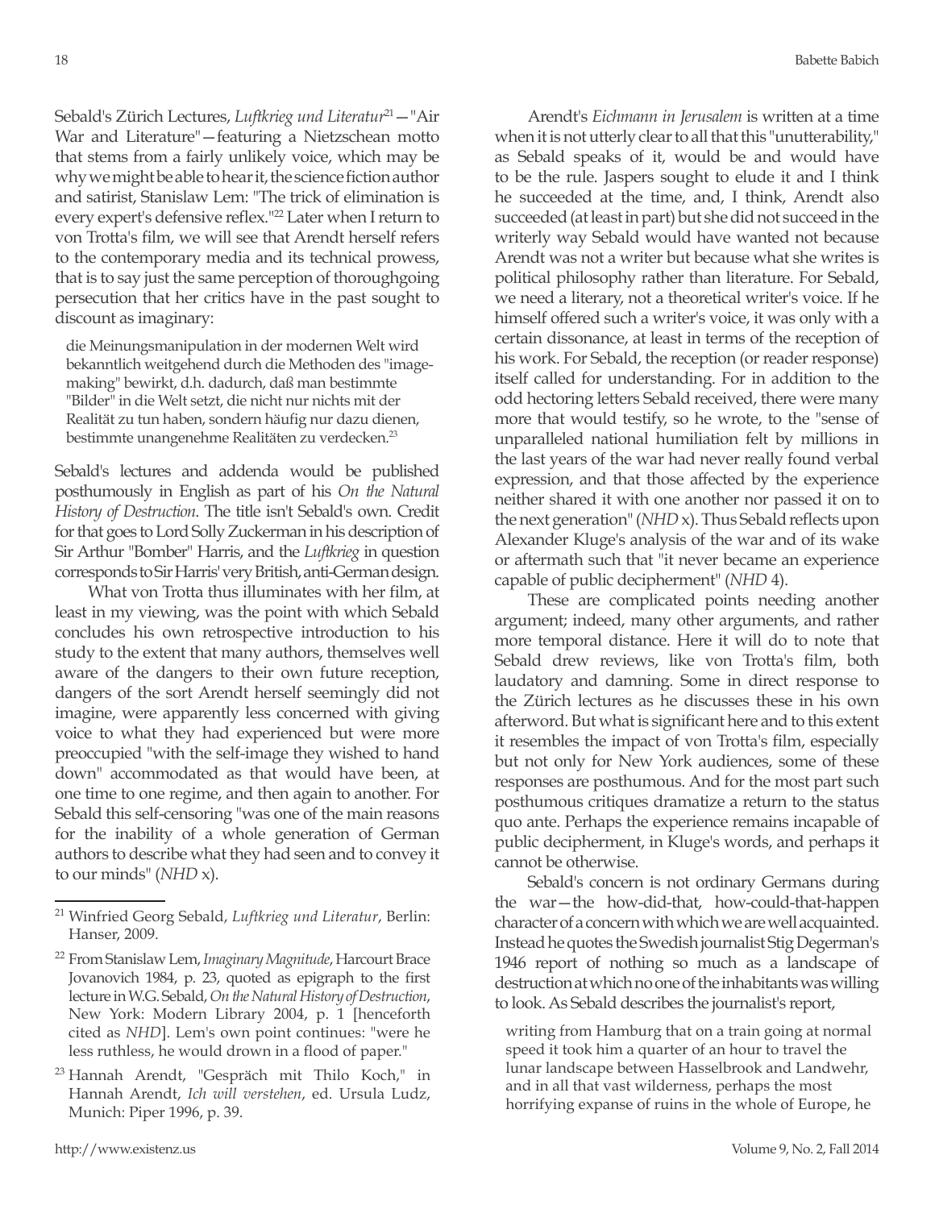Sebald's Zürich Lectures, *Luftkrieg und Literatur*[21]—"Air War and Literature"—featuring a Nietzschean motto that stems from a fairly unlikely voice, which may be why we might be able to hear it, the science fiction author and satirist, Stanislaw Lem: "The trick of elimination is every expert's defensive reflex."[22] Later when I return to von Trotta's film, we will see that Arendt herself refers to the contemporary media and its technical prowess, that is to say just the same perception of thoroughgoing persecution that her critics have in the past sought to discount as imaginary:

> die Meinungsmanipulation in der modernen Welt wird bekanntlich weitgehend durch die Methoden des "image-making" bewirkt, d.h. dadurch, daß man bestimmte "Bilder" in die Welt setzt, die nicht nur nichts mit der Realität zu tun haben, sondern häufig nur dazu dienen, bestimmte unangenehme Realitäten zu verdecken.[23]

Sebald's lectures and addenda would be published posthumously in English as part of his *On the Natural History of Destruction*. The title isn't Sebald's own. Credit for that goes to Lord Solly Zuckerman in his description of Sir Arthur "Bomber" Harris, and the *Luftkrieg* in question corresponds to Sir Harris' very British, anti-German design.

What von Trotta thus illuminates with her film, at least in my viewing, was the point with which Sebald concludes his own retrospective introduction to his study to the extent that many authors, themselves well aware of the dangers to their own future reception, dangers of the sort Arendt herself seemingly did not imagine, were apparently less concerned with giving voice to what they had experienced but were more preoccupied "with the self-image they wished to hand down" accommodated as that would have been, at one time to one regime, and then again to another. For Sebald this self-censoring "was one of the main reasons for the inability of a whole generation of German authors to describe what they had seen and to convey it to our minds" (*NHD* x).

Arendt's *Eichmann in Jerusalem* is written at a time when it is not utterly clear to all that this "unutterability," as Sebald speaks of it, would be and would have to be the rule. Jaspers sought to elude it and I think he succeeded at the time, and, I think, Arendt also succeeded (at least in part) but she did not succeed in the writerly way Sebald would have wanted not because Arendt was not a writer but because what she writes is political philosophy rather than literature. For Sebald, we need a literary, not a theoretical writer's voice. If he himself offered such a writer's voice, it was only with a certain dissonance, at least in terms of the reception of his work. For Sebald, the reception (or reader response) itself called for understanding. For in addition to the odd hectoring letters Sebald received, there were many more that would testify, so he wrote, to the "sense of unparalleled national humiliation felt by millions in the last years of the war had never really found verbal expression, and that those affected by the experience neither shared it with one another nor passed it on to the next generation" (*NHD* x). Thus Sebald reflects upon Alexander Kluge's analysis of the war and of its wake or aftermath such that "it never became an experience capable of public decipherment" (*NHD* 4).

These are complicated points needing another argument; indeed, many other arguments, and rather more temporal distance. Here it will do to note that Sebald drew reviews, like von Trotta's film, both laudatory and damning. Some in direct response to the Zürich lectures as he discusses these in his own afterword. But what is significant here and to this extent it resembles the impact of von Trotta's film, especially but not only for New York audiences, some of these responses are posthumous. And for the most part such posthumous critiques dramatize a return to the status quo ante. Perhaps the experience remains incapable of public decipherment, in Kluge's words, and perhaps it cannot be otherwise.

Sebald's concern is not ordinary Germans during the war—the how-did-that, how-could-that-happen character of a concern with which we are well acquainted. Instead he quotes the Swedish journalist Stig Degerman's 1946 report of nothing so much as a landscape of destruction at which no one of the inhabitants was willing to look. As Sebald describes the journalist's report,

> writing from Hamburg that on a train going at normal speed it took him a quarter of an hour to travel the lunar landscape between Hasselbrook and Landwehr, and in all that vast wilderness, perhaps the most horrifying expanse of ruins in the whole of Europe, he

---

[21] Winfried Georg Sebald, *Luftkrieg und Literatur*, Berlin: Hanser, 2009.

[22] From Stanislaw Lem, *Imaginary Magnitude*, Harcourt Brace Jovanovich 1984, p. 23, quoted as epigraph to the first lecture in W.G. Sebald, *On the Natural History of Destruction*, New York: Modern Library 2004, p. 1 [henceforth cited as *NHD*]. Lem's own point continues: "were he less ruthless, he would drown in a flood of paper."

[23] Hannah Arendt, "Gespräch mit Thilo Koch," in Hannah Arendt, *Ich will verstehen*, ed. Ursula Ludz, Munich: Piper 1996, p. 39.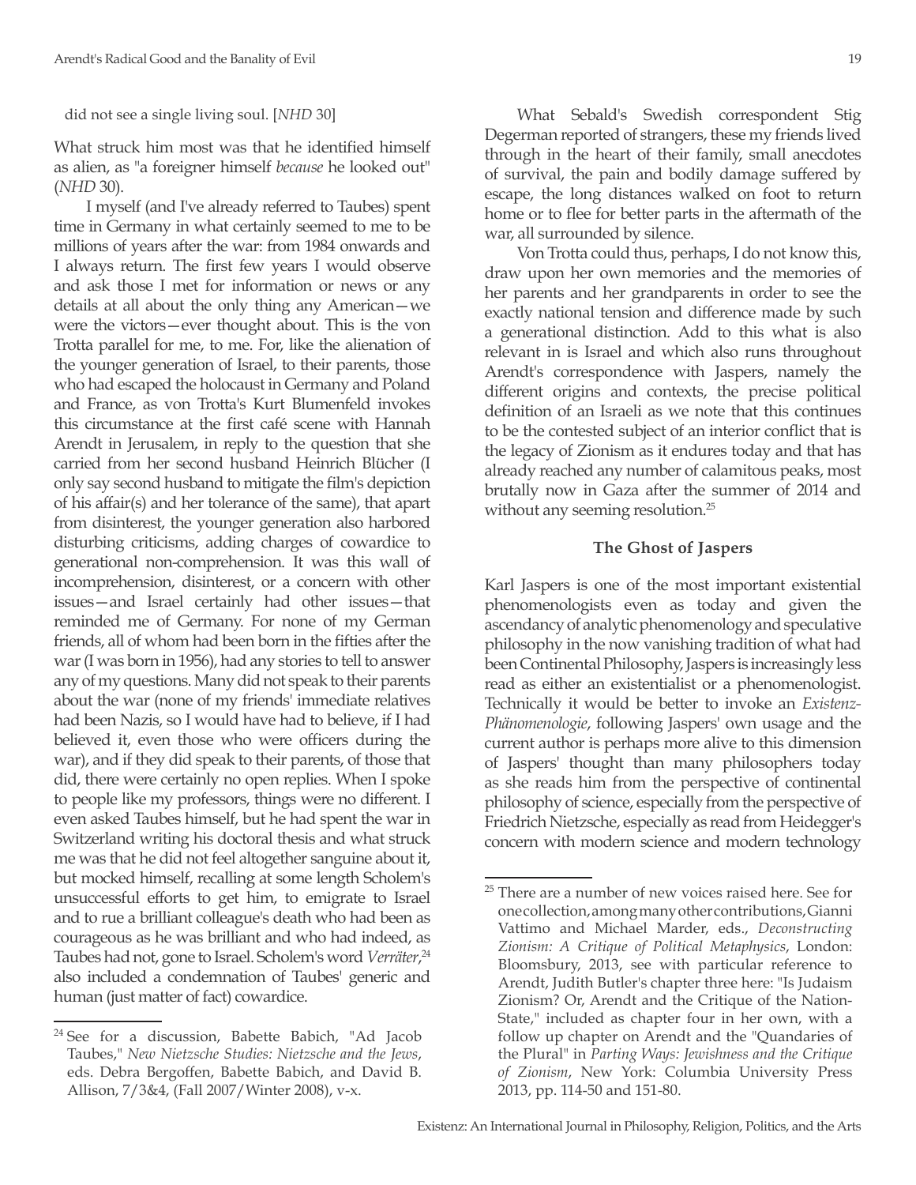did not see a single living soul. [*NHD* 30]

What struck him most was that he identified himself as alien, as "a foreigner himself *because* he looked out" (*NHD* 30).

I myself (and I've already referred to Taubes) spent time in Germany in what certainly seemed to me to be millions of years after the war: from 1984 onwards and I always return. The first few years I would observe and ask those I met for information or news or any details at all about the only thing any American—we were the victors—ever thought about. This is the von Trotta parallel for me, to me. For, like the alienation of the younger generation of Israel, to their parents, those who had escaped the holocaust in Germany and Poland and France, as von Trotta's Kurt Blumenfeld invokes this circumstance at the first café scene with Hannah Arendt in Jerusalem, in reply to the question that she carried from her second husband Heinrich Blücher (I only say second husband to mitigate the film's depiction of his affair(s) and her tolerance of the same), that apart from disinterest, the younger generation also harbored disturbing criticisms, adding charges of cowardice to generational non-comprehension. It was this wall of incomprehension, disinterest, or a concern with other issues—and Israel certainly had other issues—that reminded me of Germany. For none of my German friends, all of whom had been born in the fifties after the war (I was born in 1956), had any stories to tell to answer any of my questions. Many did not speak to their parents about the war (none of my friends' immediate relatives had been Nazis, so I would have had to believe, if I had believed it, even those who were officers during the war), and if they did speak to their parents, of those that did, there were certainly no open replies. When I spoke to people like my professors, things were no different. I even asked Taubes himself, but he had spent the war in Switzerland writing his doctoral thesis and what struck me was that he did not feel altogether sanguine about it, but mocked himself, recalling at some length Scholem's unsuccessful efforts to get him, to emigrate to Israel and to rue a brilliant colleague's death who had been as courageous as he was brilliant and who had indeed, as Taubes had not, gone to Israel. Scholem's word *Verräter*,[24] also included a condemnation of Taubes' generic and human (just matter of fact) cowardice.

What Sebald's Swedish correspondent Stig Degerman reported of strangers, these my friends lived through in the heart of their family, small anecdotes of survival, the pain and bodily damage suffered by escape, the long distances walked on foot to return home or to flee for better parts in the aftermath of the war, all surrounded by silence.

Von Trotta could thus, perhaps, I do not know this, draw upon her own memories and the memories of her parents and her grandparents in order to see the exactly national tension and difference made by such a generational distinction. Add to this what is also relevant in is Israel and which also runs throughout Arendt's correspondence with Jaspers, namely the different origins and contexts, the precise political definition of an Israeli as we note that this continues to be the contested subject of an interior conflict that is the legacy of Zionism as it endures today and that has already reached any number of calamitous peaks, most brutally now in Gaza after the summer of 2014 and without any seeming resolution.[25]

### The Ghost of Jaspers

Karl Jaspers is one of the most important existential phenomenologists even as today and given the ascendancy of analytic phenomenology and speculative philosophy in the now vanishing tradition of what had been Continental Philosophy, Jaspers is increasingly less read as either an existentialist or a phenomenologist. Technically it would be better to invoke an *Existenz-Phänomenologie*, following Jaspers' own usage and the current author is perhaps more alive to this dimension of Jaspers' thought than many philosophers today as she reads him from the perspective of continental philosophy of science, especially from the perspective of Friedrich Nietzsche, especially as read from Heidegger's concern with modern science and modern technology

---

[24] See for a discussion, Babette Babich, "Ad Jacob Taubes," *New Nietzsche Studies: Nietzsche and the Jews*, eds. Debra Bergoffen, Babette Babich, and David B. Allison, 7/3&4, (Fall 2007/Winter 2008), v-x.

[25] There are a number of new voices raised here. See for one collection, among many other contributions, Gianni Vattimo and Michael Marder, eds., *Deconstructing Zionism: A Critique of Political Metaphysics*, London: Bloomsbury, 2013, see with particular reference to Arendt, Judith Butler's chapter three here: "Is Judaism Zionism? Or, Arendt and the Critique of the Nation-State," included as chapter four in her own, with a follow up chapter on Arendt and the "Quandaries of the Plural" in *Parting Ways: Jewishness and the Critique of Zionism*, New York: Columbia University Press 2013, pp. 114-50 and 151-80.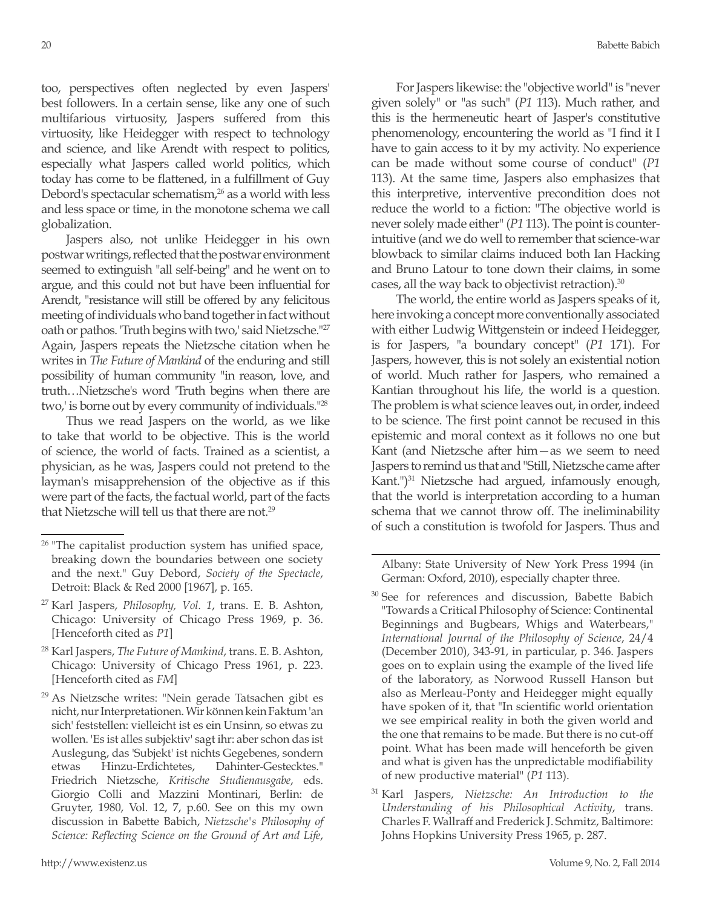too, perspectives often neglected by even Jaspers' best followers. In a certain sense, like any one of such multifarious virtuosity, Jaspers suffered from this virtuosity, like Heidegger with respect to technology and science, and like Arendt with respect to politics, especially what Jaspers called world politics, which today has come to be flattened, in a fulfillment of Guy Debord's spectacular schematism,[26] as a world with less and less space or time, in the monotone schema we call globalization.

Jaspers also, not unlike Heidegger in his own postwar writings, reflected that the postwar environment seemed to extinguish "all self-being" and he went on to argue, and this could not but have been influential for Arendt, "resistance will still be offered by any felicitous meeting of individuals who band together in fact without oath or pathos. 'Truth begins with two,' said Nietzsche."[27] Again, Jaspers repeats the Nietzsche citation when he writes in *The Future of Mankind* of the enduring and still possibility of human community "in reason, love, and truth…Nietzsche's word 'Truth begins when there are two,' is borne out by every community of individuals."[28]

Thus we read Jaspers on the world, as we like to take that world to be objective. This is the world of science, the world of facts. Trained as a scientist, a physician, as he was, Jaspers could not pretend to the layman's misapprehension of the objective as if this were part of the facts, the factual world, part of the facts that Nietzsche will tell us that there are not.[29]

For Jaspers likewise: the "objective world" is "never given solely" or "as such" (*P1* 113). Much rather, and this is the hermeneutic heart of Jasper's constitutive phenomenology, encountering the world as "I find it I have to gain access to it by my activity. No experience can be made without some course of conduct" (*P1* 113). At the same time, Jaspers also emphasizes that this interpretive, interventive precondition does not reduce the world to a fiction: "The objective world is never solely made either" (*P1* 113). The point is counter-intuitive (and we do well to remember that science-war blowback to similar claims induced both Ian Hacking and Bruno Latour to tone down their claims, in some cases, all the way back to objectivist retraction).[30]

The world, the entire world as Jaspers speaks of it, here invoking a concept more conventionally associated with either Ludwig Wittgenstein or indeed Heidegger, is for Jaspers, "a boundary concept" (*P1* 171). For Jaspers, however, this is not solely an existential notion of world. Much rather for Jaspers, who remained a Kantian throughout his life, the world is a question. The problem is what science leaves out, in order, indeed to be science. The first point cannot be recused in this epistemic and moral context as it follows no one but Kant (and Nietzsche after him—as we seem to need Jaspers to remind us that and "Still, Nietzsche came after Kant.")[31] Nietzsche had argued, infamously enough, that the world is interpretation according to a human schema that we cannot throw off. The ineliminability of such a constitution is twofold for Jaspers. Thus and

---

[26] "The capitalist production system has unified space, breaking down the boundaries between one society and the next." Guy Debord, *Society of the Spectacle*, Detroit: Black & Red 2000 [1967], p. 165.

[27] Karl Jaspers, *Philosophy, Vol. 1*, trans. E. B. Ashton, Chicago: University of Chicago Press 1969, p. 36. [Henceforth cited as *P1*]

[28] Karl Jaspers, *The Future of Mankind*, trans. E. B. Ashton, Chicago: University of Chicago Press 1961, p. 223. [Henceforth cited as *FM*]

[29] As Nietzsche writes: "Nein gerade Tatsachen gibt es nicht, nur Interpretationen. Wir können kein Faktum 'an sich' feststellen: vielleicht ist es ein Unsinn, so etwas zu wollen. 'Es ist alles subjektiv' sagt ihr: aber schon das ist Auslegung, das 'Subjekt' ist nichts Gegebenes, sondern etwas Hinzu-Erdichtetes, Dahinter-Gestecktes." Friedrich Nietzsche, *Kritische Studienausgabe*, eds. Giorgio Colli and Mazzini Montinari, Berlin: de Gruyter, 1980, Vol. 12, 7, p.60. See on this my own discussion in Babette Babich, *Nietzsche's Philosophy of Science: Reflecting Science on the Ground of Art and Life*, Albany: State University of New York Press 1994 (in German: Oxford, 2010), especially chapter three.

[30] See for references and discussion, Babette Babich "Towards a Critical Philosophy of Science: Continental Beginnings and Bugbears, Whigs and Waterbears," *International Journal of the Philosophy of Science*, 24/4 (December 2010), 343-91, in particular, p. 346. Jaspers goes on to explain using the example of the lived life of the laboratory, as Norwood Russell Hanson but also as Merleau-Ponty and Heidegger might equally have spoken of it, that "In scientific world orientation we see empirical reality in both the given world and the one that remains to be made. But there is no cut-off point. What has been made will henceforth be given and what is given has the unpredictable modifiability of new productive material" (*P1* 113).

[31] Karl Jaspers, *Nietzsche: An Introduction to the Understanding of his Philosophical Activity*, trans. Charles F. Wallraff and Frederick J. Schmitz, Baltimore: Johns Hopkins University Press 1965, p. 287.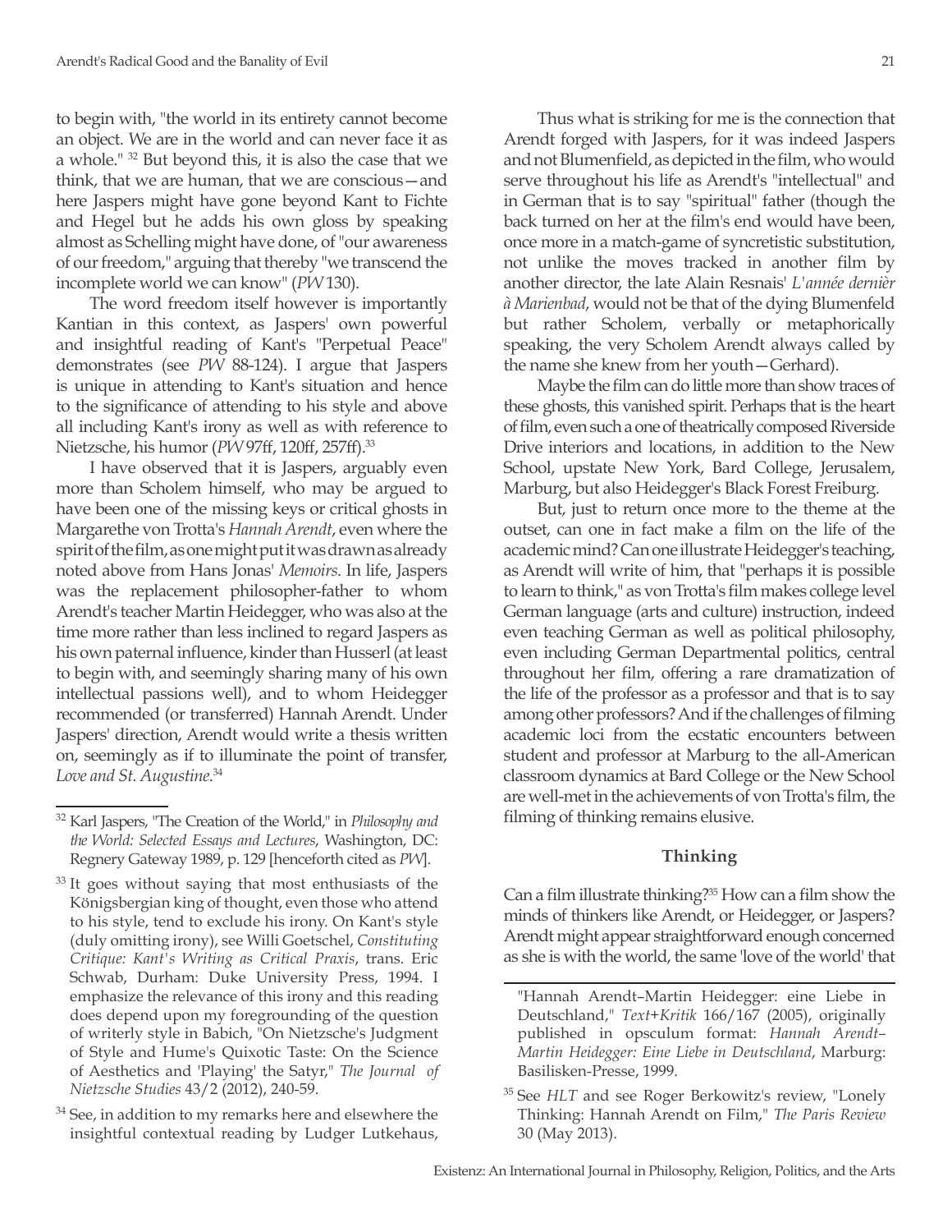to begin with, "the world in its entirety cannot become an object. We are in the world and can never face it as a whole." [32] But beyond this, it is also the case that we think, that we are human, that we are conscious—and here Jaspers might have gone beyond Kant to Fichte and Hegel but he adds his own gloss by speaking almost as Schelling might have done, of "our awareness of our freedom," arguing that thereby "we transcend the incomplete world we can know" (*PW* 130).

The word freedom itself however is importantly Kantian in this context, as Jaspers' own powerful and insightful reading of Kant's "Perpetual Peace" demonstrates (see *PW* 88-124). I argue that Jaspers is unique in attending to Kant's situation and hence to the significance of attending to his style and above all including Kant's irony as well as with reference to Nietzsche, his humor (*PW* 97ff, 120ff, 257ff).[33]

I have observed that it is Jaspers, arguably even more than Scholem himself, who may be argued to have been one of the missing keys or critical ghosts in Margarethe von Trotta's *Hannah Arendt*, even where the spirit of the film, as one might put it was drawn as already noted above from Hans Jonas' *Memoirs*. In life, Jaspers was the replacement philosopher-father to whom Arendt's teacher Martin Heidegger, who was also at the time more rather than less inclined to regard Jaspers as his own paternal influence, kinder than Husserl (at least to begin with, and seemingly sharing many of his own intellectual passions well), and to whom Heidegger recommended (or transferred) Hannah Arendt. Under Jaspers' direction, Arendt would write a thesis written on, seemingly as if to illuminate the point of transfer, *Love and St. Augustine*.[34]

Thus what is striking for me is the connection that Arendt forged with Jaspers, for it was indeed Jaspers and not Blumenfield, as depicted in the film, who would serve throughout his life as Arendt's "intellectual" and in German that is to say "spiritual" father (though the back turned on her at the film's end would have been, once more in a match-game of syncretistic substitution, not unlike the moves tracked in another film by another director, the late Alain Resnais' *L'année dernièr à Marienbad*, would not be that of the dying Blumenfeld but rather Scholem, verbally or metaphorically speaking, the very Scholem Arendt always called by the name she knew from her youth—Gerhard).

Maybe the film can do little more than show traces of these ghosts, this vanished spirit. Perhaps that is the heart of film, even such a one of theatrically composed Riverside Drive interiors and locations, in addition to the New School, upstate New York, Bard College, Jerusalem, Marburg, but also Heidegger's Black Forest Freiburg.

But, just to return once more to the theme at the outset, can one in fact make a film on the life of the academic mind? Can one illustrate Heidegger's teaching, as Arendt will write of him, that "perhaps it is possible to learn to think," as von Trotta's film makes college level German language (arts and culture) instruction, indeed even teaching German as well as political philosophy, even including German Departmental politics, central throughout her film, offering a rare dramatization of the life of the professor as a professor and that is to say among other professors? And if the challenges of filming academic loci from the ecstatic encounters between student and professor at Marburg to the all-American classroom dynamics at Bard College or the New School are well-met in the achievements of von Trotta's film, the filming of thinking remains elusive.

### Thinking

Can a film illustrate thinking?[35] How can a film show the minds of thinkers like Arendt, or Heidegger, or Jaspers? Arendt might appear straightforward enough concerned as she is with the world, the same 'love of the world' that

---

[32] Karl Jaspers, "The Creation of the World," in *Philosophy and the World: Selected Essays and Lectures*, Washington, DC: Regnery Gateway 1989, p. 129 [henceforth cited as *PW*].

[33] It goes without saying that most enthusiasts of the Königsbergian king of thought, even those who attend to his style, tend to exclude his irony. On Kant's style (duly omitting irony), see Willi Goetschel, *Constituting Critique: Kant's Writing as Critical Praxis*, trans. Eric Schwab, Durham: Duke University Press, 1994. I emphasize the relevance of this irony and this reading does depend upon my foregrounding of the question of writerly style in Babich, "On Nietzsche's Judgment of Style and Hume's Quixotic Taste: On the Science of Aesthetics and 'Playing' the Satyr," *The Journal of Nietzsche Studies* 43/2 (2012), 240-59.

[34] See, in addition to my remarks here and elsewhere the insightful contextual reading by Ludger Lutkehaus, "Hannah Arendt–Martin Heidegger: eine Liebe in Deutschland," *Text+Kritik* 166/167 (2005), originally published in opsculum format: *Hannah Arendt–Martin Heidegger: Eine Liebe in Deutschland*, Marburg: Basilisken-Presse, 1999.

[35] See *HLT* and see Roger Berkowitz's review, "Lonely Thinking: Hannah Arendt on Film," *The Paris Review* 30 (May 2013).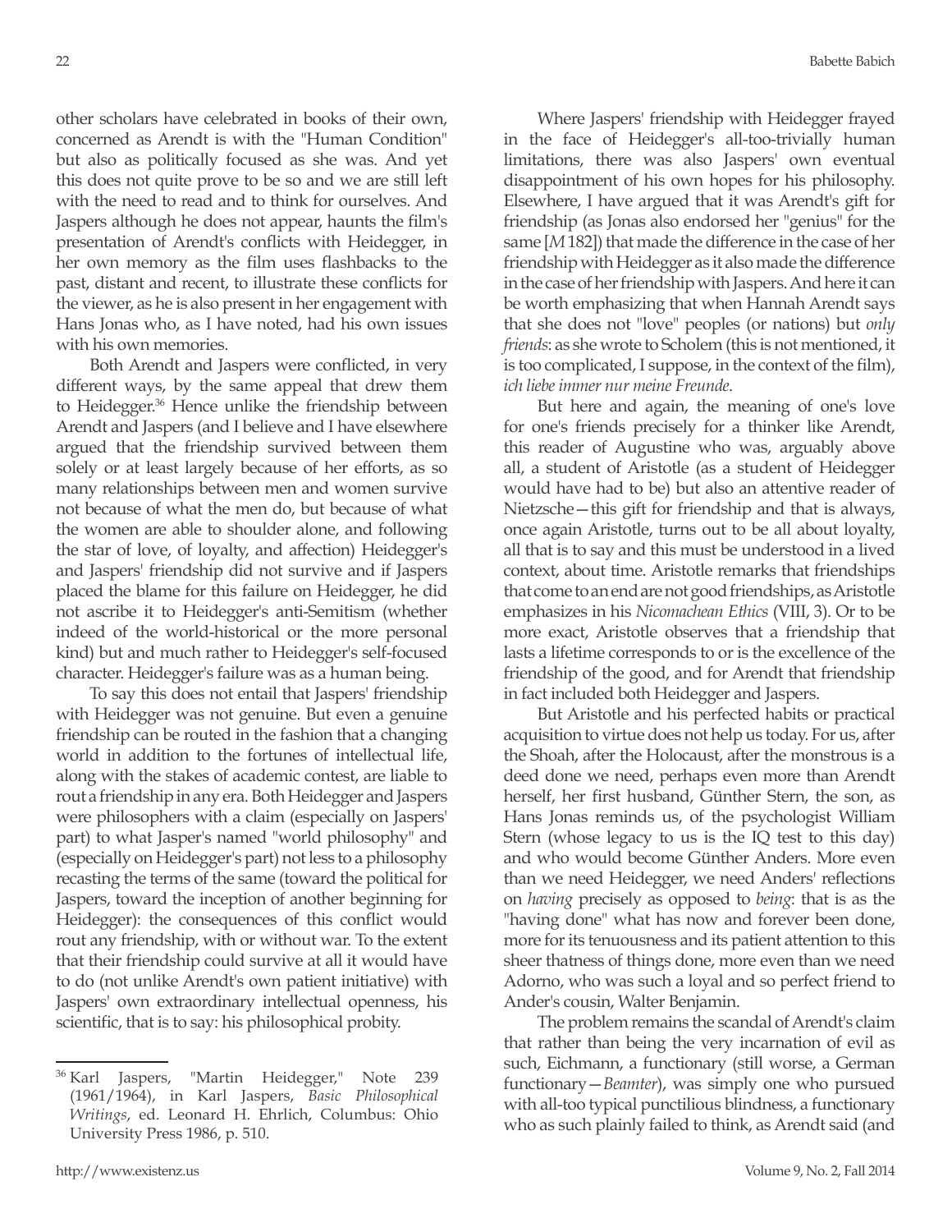other scholars have celebrated in books of their own, concerned as Arendt is with the "Human Condition" but also as politically focused as she was. And yet this does not quite prove to be so and we are still left with the need to read and to think for ourselves. And Jaspers although he does not appear, haunts the film's presentation of Arendt's conflicts with Heidegger, in her own memory as the film uses flashbacks to the past, distant and recent, to illustrate these conflicts for the viewer, as he is also present in her engagement with Hans Jonas who, as I have noted, had his own issues with his own memories.

Both Arendt and Jaspers were conflicted, in very different ways, by the same appeal that drew them to Heidegger.[36] Hence unlike the friendship between Arendt and Jaspers (and I believe and I have elsewhere argued that the friendship survived between them solely or at least largely because of her efforts, as so many relationships between men and women survive not because of what the men do, but because of what the women are able to shoulder alone, and following the star of love, of loyalty, and affection) Heidegger's and Jaspers' friendship did not survive and if Jaspers placed the blame for this failure on Heidegger, he did not ascribe it to Heidegger's anti-Semitism (whether indeed of the world-historical or the more personal kind) but and much rather to Heidegger's self-focused character. Heidegger's failure was as a human being.

To say this does not entail that Jaspers' friendship with Heidegger was not genuine. But even a genuine friendship can be routed in the fashion that a changing world in addition to the fortunes of intellectual life, along with the stakes of academic contest, are liable to rout a friendship in any era. Both Heidegger and Jaspers were philosophers with a claim (especially on Jaspers' part) to what Jasper's named "world philosophy" and (especially on Heidegger's part) not less to a philosophy recasting the terms of the same (toward the political for Jaspers, toward the inception of another beginning for Heidegger): the consequences of this conflict would rout any friendship, with or without war. To the extent that their friendship could survive at all it would have to do (not unlike Arendt's own patient initiative) with Jaspers' own extraordinary intellectual openness, his scientific, that is to say: his philosophical probity.

Where Jaspers' friendship with Heidegger frayed in the face of Heidegger's all-too-trivially human limitations, there was also Jaspers' own eventual disappointment of his own hopes for his philosophy. Elsewhere, I have argued that it was Arendt's gift for friendship (as Jonas also endorsed her "genius" for the same [*M* 182]) that made the difference in the case of her friendship with Heidegger as it also made the difference in the case of her friendship with Jaspers. And here it can be worth emphasizing that when Hannah Arendt says that she does not "love" peoples (or nations) but *only friends*: as she wrote to Scholem (this is not mentioned, it is too complicated, I suppose, in the context of the film), *ich liebe immer nur meine Freunde*.

But here and again, the meaning of one's love for one's friends precisely for a thinker like Arendt, this reader of Augustine who was, arguably above all, a student of Aristotle (as a student of Heidegger would have had to be) but also an attentive reader of Nietzsche—this gift for friendship and that is always, once again Aristotle, turns out to be all about loyalty, all that is to say and this must be understood in a lived context, about time. Aristotle remarks that friendships that come to an end are not good friendships, as Aristotle emphasizes in his *Nicomachean Ethics* (VIII, 3). Or to be more exact, Aristotle observes that a friendship that lasts a lifetime corresponds to or is the excellence of the friendship of the good, and for Arendt that friendship in fact included both Heidegger and Jaspers.

But Aristotle and his perfected habits or practical acquisition to virtue does not help us today. For us, after the Shoah, after the Holocaust, after the monstrous is a deed done we need, perhaps even more than Arendt herself, her first husband, Günther Stern, the son, as Hans Jonas reminds us, of the psychologist William Stern (whose legacy to us is the IQ test to this day) and who would become Günther Anders. More even than we need Heidegger, we need Anders' reflections on *having* precisely as opposed to *being*: that is as the "having done" what has now and forever been done, more for its tenuousness and its patient attention to this sheer thatness of things done, more even than we need Adorno, who was such a loyal and so perfect friend to Ander's cousin, Walter Benjamin.

The problem remains the scandal of Arendt's claim that rather than being the very incarnation of evil as such, Eichmann, a functionary (still worse, a German functionary—*Beamter*), was simply one who pursued with all-too typical punctilious blindness, a functionary who as such plainly failed to think, as Arendt said (and

---

[36] Karl Jaspers, "Martin Heidegger," Note 239 (1961/1964), in Karl Jaspers, *Basic Philosophical Writings*, ed. Leonard H. Ehrlich, Columbus: Ohio University Press 1986, p. 510.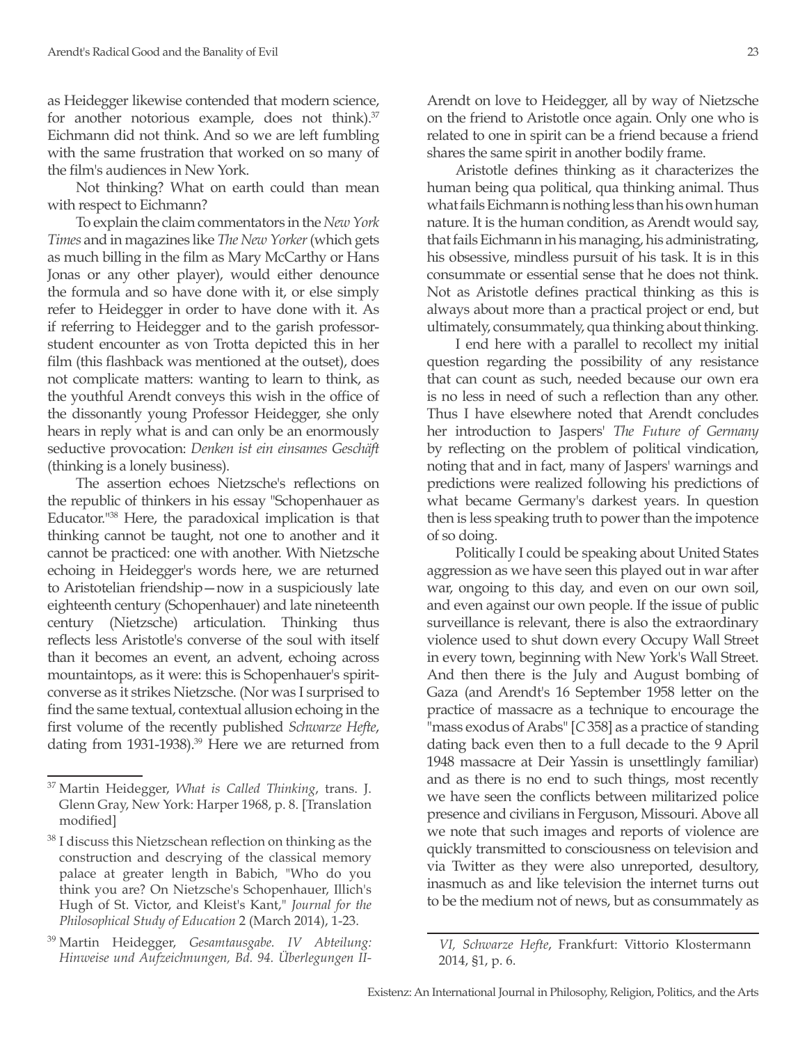as Heidegger likewise contended that modern science, for another notorious example, does not think).[37] Eichmann did not think. And so we are left fumbling with the same frustration that worked on so many of the film's audiences in New York.

Not thinking? What on earth could than mean with respect to Eichmann?

To explain the claim commentators in the *New York Times* and in magazines like *The New Yorker* (which gets as much billing in the film as Mary McCarthy or Hans Jonas or any other player), would either denounce the formula and so have done with it, or else simply refer to Heidegger in order to have done with it. As if referring to Heidegger and to the garish professor-student encounter as von Trotta depicted this in her film (this flashback was mentioned at the outset), does not complicate matters: wanting to learn to think, as the youthful Arendt conveys this wish in the office of the dissonantly young Professor Heidegger, she only hears in reply what is and can only be an enormously seductive provocation: *Denken ist ein einsames Geschäft* (thinking is a lonely business).

The assertion echoes Nietzsche's reflections on the republic of thinkers in his essay "Schopenhauer as Educator."[38] Here, the paradoxical implication is that thinking cannot be taught, not one to another and it cannot be practiced: one with another. With Nietzsche echoing in Heidegger's words here, we are returned to Aristotelian friendship—now in a suspiciously late eighteenth century (Schopenhauer) and late nineteenth century (Nietzsche) articulation. Thinking thus reflects less Aristotle's converse of the soul with itself than it becomes an event, an advent, echoing across mountaintops, as it were: this is Schopenhauer's spirit-converse as it strikes Nietzsche. (Nor was I surprised to find the same textual, contextual allusion echoing in the first volume of the recently published *Schwarze Hefte*, dating from 1931-1938).[39] Here we are returned from Arendt on love to Heidegger, all by way of Nietzsche on the friend to Aristotle once again. Only one who is related to one in spirit can be a friend because a friend shares the same spirit in another bodily frame.

Aristotle defines thinking as it characterizes the human being qua political, qua thinking animal. Thus what fails Eichmann is nothing less than his own human nature. It is the human condition, as Arendt would say, that fails Eichmann in his managing, his administrating, his obsessive, mindless pursuit of his task. It is in this consummate or essential sense that he does not think. Not as Aristotle defines practical thinking as this is always about more than a practical project or end, but ultimately, consummately, qua thinking about thinking.

I end here with a parallel to recollect my initial question regarding the possibility of any resistance that can count as such, needed because our own era is no less in need of such a reflection than any other. Thus I have elsewhere noted that Arendt concludes her introduction to Jaspers' *The Future of Germany* by reflecting on the problem of political vindication, noting that and in fact, many of Jaspers' warnings and predictions were realized following his predictions of what became Germany's darkest years. In question then is less speaking truth to power than the impotence of so doing.

Politically I could be speaking about United States aggression as we have seen this played out in war after war, ongoing to this day, and even on our own soil, and even against our own people. If the issue of public surveillance is relevant, there is also the extraordinary violence used to shut down every Occupy Wall Street in every town, beginning with New York's Wall Street. And then there is the July and August bombing of Gaza (and Arendt's 16 September 1958 letter on the practice of massacre as a technique to encourage the "mass exodus of Arabs" [*C* 358] as a practice of standing dating back even then to a full decade to the 9 April 1948 massacre at Deir Yassin is unsettlingly familiar) and as there is no end to such things, most recently we have seen the conflicts between militarized police presence and civilians in Ferguson, Missouri. Above all we note that such images and reports of violence are quickly transmitted to consciousness on television and via Twitter as they were also unreported, desultory, inasmuch as and like television the internet turns out to be the medium not of news, but as consummately as

---

[37] Martin Heidegger, *What is Called Thinking*, trans. J. Glenn Gray, New York: Harper 1968, p. 8. [Translation modified]

[38] I discuss this Nietzschean reflection on thinking as the construction and descrying of the classical memory palace at greater length in Babich, "Who do you think you are? On Nietzsche's Schopenhauer, Illich's Hugh of St. Victor, and Kleist's Kant," *Journal for the Philosophical Study of Education* 2 (March 2014), 1-23.

[39] Martin Heidegger, *Gesamtausgabe. IV Abteilung: Hinweise und Aufzeichnungen, Bd. 94. Überlegungen II-VI, Schwarze Hefte*, Frankfurt: Vittorio Klostermann 2014, §1, p. 6.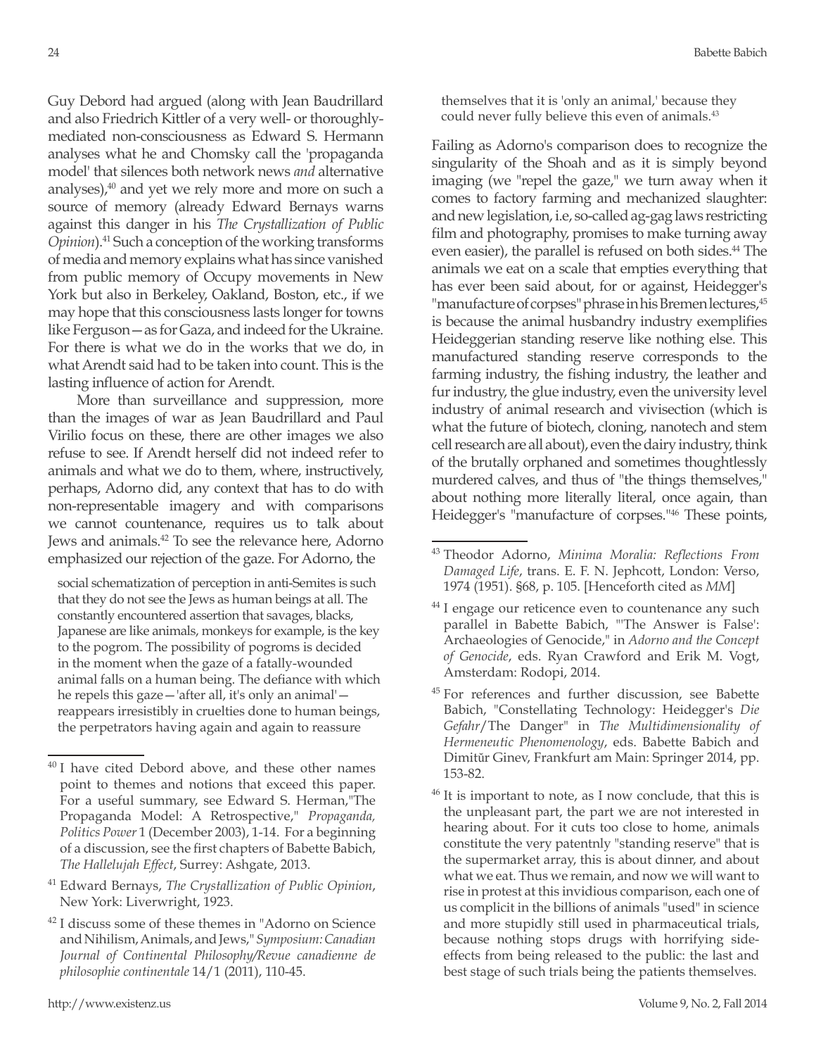Guy Debord had argued (along with Jean Baudrillard and also Friedrich Kittler of a very well- or thoroughly-mediated non-consciousness as Edward S. Hermann analyses what he and Chomsky call the 'propaganda model' that silences both network news *and* alternative analyses),[40] and yet we rely more and more on such a source of memory (already Edward Bernays warns against this danger in his *The Crystallization of Public Opinion*).[41] Such a conception of the working transforms of media and memory explains what has since vanished from public memory of Occupy movements in New York but also in Berkeley, Oakland, Boston, etc., if we may hope that this consciousness lasts longer for towns like Ferguson—as for Gaza, and indeed for the Ukraine. For there is what we do in the works that we do, in what Arendt said had to be taken into count. This is the lasting influence of action for Arendt.

More than surveillance and suppression, more than the images of war as Jean Baudrillard and Paul Virilio focus on these, there are other images we also refuse to see. If Arendt herself did not indeed refer to animals and what we do to them, where, instructively, perhaps, Adorno did, any context that has to do with non-representable imagery and with comparisons we cannot countenance, requires us to talk about Jews and animals.[42] To see the relevance here, Adorno emphasized our rejection of the gaze. For Adorno, the

> social schematization of perception in anti-Semites is such that they do not see the Jews as human beings at all. The constantly encountered assertion that savages, blacks, Japanese are like animals, monkeys for example, is the key to the pogrom. The possibility of pogroms is decided in the moment when the gaze of a fatally-wounded animal falls on a human being. The defiance with which he repels this gaze—'after all, it's only an animal'—reappears irresistibly in cruelties done to human beings, the perpetrators having again and again to reassure themselves that it is 'only an animal,' because they could never fully believe this even of animals.[43]

Failing as Adorno's comparison does to recognize the singularity of the Shoah and as it is simply beyond imaging (we "repel the gaze," we turn away when it comes to factory farming and mechanized slaughter: and new legislation, i.e, so-called ag-gag laws restricting film and photography, promises to make turning away even easier), the parallel is refused on both sides.[44] The animals we eat on a scale that empties everything that has ever been said about, for or against, Heidegger's "manufacture of corpses" phrase in his Bremen lectures,[45] is because the animal husbandry industry exemplifies Heideggerian standing reserve like nothing else. This manufactured standing reserve corresponds to the farming industry, the fishing industry, the leather and fur industry, the glue industry, even the university level industry of animal research and vivisection (which is what the future of biotech, cloning, nanotech and stem cell research are all about), even the dairy industry, think of the brutally orphaned and sometimes thoughtlessly murdered calves, and thus of "the things themselves," about nothing more literally literal, once again, than Heidegger's "manufacture of corpses."[46] These points,

---

[40] I have cited Debord above, and these other names point to themes and notions that exceed this paper. For a useful summary, see Edward S. Herman,"The Propaganda Model: A Retrospective," *Propaganda, Politics Power* 1 (December 2003), 1-14. For a beginning of a discussion, see the first chapters of Babette Babich, *The Hallelujah Effect*, Surrey: Ashgate, 2013.

[41] Edward Bernays, *The Crystallization of Public Opinion*, New York: Liverwright, 1923.

[42] I discuss some of these themes in "Adorno on Science and Nihilism, Animals, and Jews," *Symposium: Canadian Journal of Continental Philosophy/Revue canadienne de philosophie continentale* 14/1 (2011), 110-45.

[43] Theodor Adorno, *Minima Moralia: Reflections From Damaged Life*, trans. E. F. N. Jephcott, London: Verso, 1974 (1951). §68, p. 105. [Henceforth cited as *MM*]

[44] I engage our reticence even to countenance any such parallel in Babette Babich, "'The Answer is False': Archaeologies of Genocide," in *Adorno and the Concept of Genocide*, eds. Ryan Crawford and Erik M. Vogt, Amsterdam: Rodopi, 2014.

[45] For references and further discussion, see Babette Babich, "Constellating Technology: Heidegger's *Die Gefahr*/The Danger" in *The Multidimensionality of Hermeneutic Phenomenology*, eds. Babette Babich and Dimitŭr Ginev, Frankfurt am Main: Springer 2014, pp. 153-82.

[46] It is important to note, as I now conclude, that this is the unpleasant part, the part we are not interested in hearing about. For it cuts too close to home, animals constitute the very patentnly "standing reserve" that is the supermarket array, this is about dinner, and about what we eat. Thus we remain, and now we will want to rise in protest at this invidious comparison, each one of us complicit in the billions of animals "used" in science and more stupidly still used in pharmaceutical trials, because nothing stops drugs with horrifying side-effects from being released to the public: the last and best stage of such trials being the patients themselves.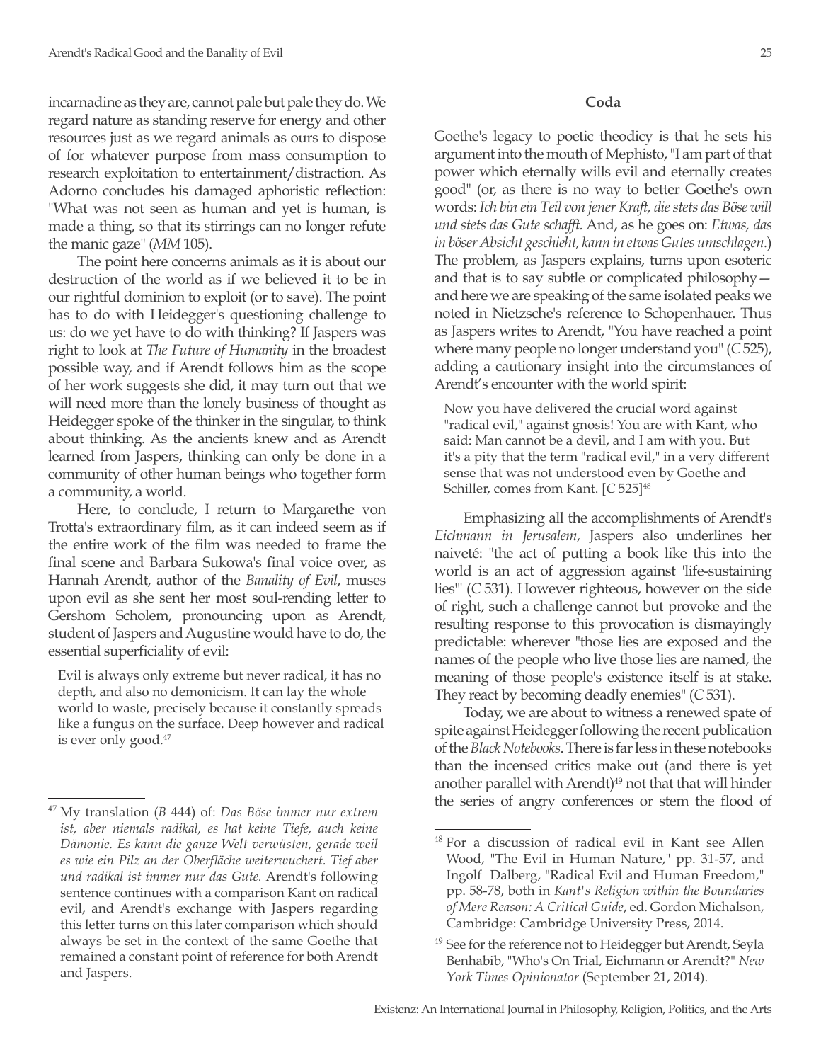incarnadine as they are, cannot pale but pale they do. We regard nature as standing reserve for energy and other resources just as we regard animals as ours to dispose of for whatever purpose from mass consumption to research exploitation to entertainment/distraction. As Adorno concludes his damaged aphoristic reflection: "What was not seen as human and yet is human, is made a thing, so that its stirrings can no longer refute the manic gaze" (*MM* 105).

The point here concerns animals as it is about our destruction of the world as if we believed it to be in our rightful dominion to exploit (or to save). The point has to do with Heidegger's questioning challenge to us: do we yet have to do with thinking? If Jaspers was right to look at *The Future of Humanity* in the broadest possible way, and if Arendt follows him as the scope of her work suggests she did, it may turn out that we will need more than the lonely business of thought as Heidegger spoke of the thinker in the singular, to think about thinking. As the ancients knew and as Arendt learned from Jaspers, thinking can only be done in a community of other human beings who together form a community, a world.

Here, to conclude, I return to Margarethe von Trotta's extraordinary film, as it can indeed seem as if the entire work of the film was needed to frame the final scene and Barbara Sukowa's final voice over, as Hannah Arendt, author of the *Banality of Evil*, muses upon evil as she sent her most soul-rending letter to Gershom Scholem, pronouncing upon as Arendt, student of Jaspers and Augustine would have to do, the essential superficiality of evil:

> Evil is always only extreme but never radical, it has no depth, and also no demonicism. It can lay the whole world to waste, precisely because it constantly spreads like a fungus on the surface. Deep however and radical is ever only good.[47]

## Coda

Goethe's legacy to poetic theodicy is that he sets his argument into the mouth of Mephisto, "I am part of that power which eternally wills evil and eternally creates good" (or, as there is no way to better Goethe's own words: *Ich bin ein Teil von jener Kraft, die stets das Böse will und stets das Gute schafft*. And, as he goes on: *Etwas, das in böser Absicht geschieht, kann in etwas Gutes umschlagen*.) The problem, as Jaspers explains, turns upon esoteric and that is to say subtle or complicated philosophy—and here we are speaking of the same isolated peaks we noted in Nietzsche's reference to Schopenhauer. Thus as Jaspers writes to Arendt, "You have reached a point where many people no longer understand you" (*C* 525), adding a cautionary insight into the circumstances of Arendt's encounter with the world spirit:

> Now you have delivered the crucial word against "radical evil," against gnosis! You are with Kant, who said: Man cannot be a devil, and I am with you. But it's a pity that the term "radical evil," in a very different sense that was not understood even by Goethe and Schiller, comes from Kant. [*C* 525][48]

Emphasizing all the accomplishments of Arendt's *Eichmann in Jerusalem*, Jaspers also underlines her naiveté: "the act of putting a book like this into the world is an act of aggression against 'life-sustaining lies'" (*C* 531). However righteous, however on the side of right, such a challenge cannot but provoke and the resulting response to this provocation is dismayingly predictable: wherever "those lies are exposed and the names of the people who live those lies are named, the meaning of those people's existence itself is at stake. They react by becoming deadly enemies" (*C* 531).

Today, we are about to witness a renewed spate of spite against Heidegger following the recent publication of the *Black Notebooks*. There is far less in these notebooks than the incensed critics make out (and there is yet another parallel with Arendt)[49] not that that will hinder the series of angry conferences or stem the flood of

---

[47] My translation (*B* 444) of: *Das Böse immer nur extrem ist, aber niemals radikal, es hat keine Tiefe, auch keine Dämonie. Es kann die ganze Welt verwüsten, gerade weil es wie ein Pilz an der Oberfläche weiterwuchert. Tief aber und radikal ist immer nur das Gute.* Arendt's following sentence continues with a comparison Kant on radical evil, and Arendt's exchange with Jaspers regarding this letter turns on this later comparison which should always be set in the context of the same Goethe that remained a constant point of reference for both Arendt and Jaspers.

[48] For a discussion of radical evil in Kant see Allen Wood, "The Evil in Human Nature," pp. 31-57, and Ingolf Dalberg, "Radical Evil and Human Freedom," pp. 58-78, both in *Kant's Religion within the Boundaries of Mere Reason: A Critical Guide*, ed. Gordon Michalson, Cambridge: Cambridge University Press, 2014.

[49] See for the reference not to Heidegger but Arendt, Seyla Benhabib, "Who's On Trial, Eichmann or Arendt?" *New York Times Opinionator* (September 21, 2014).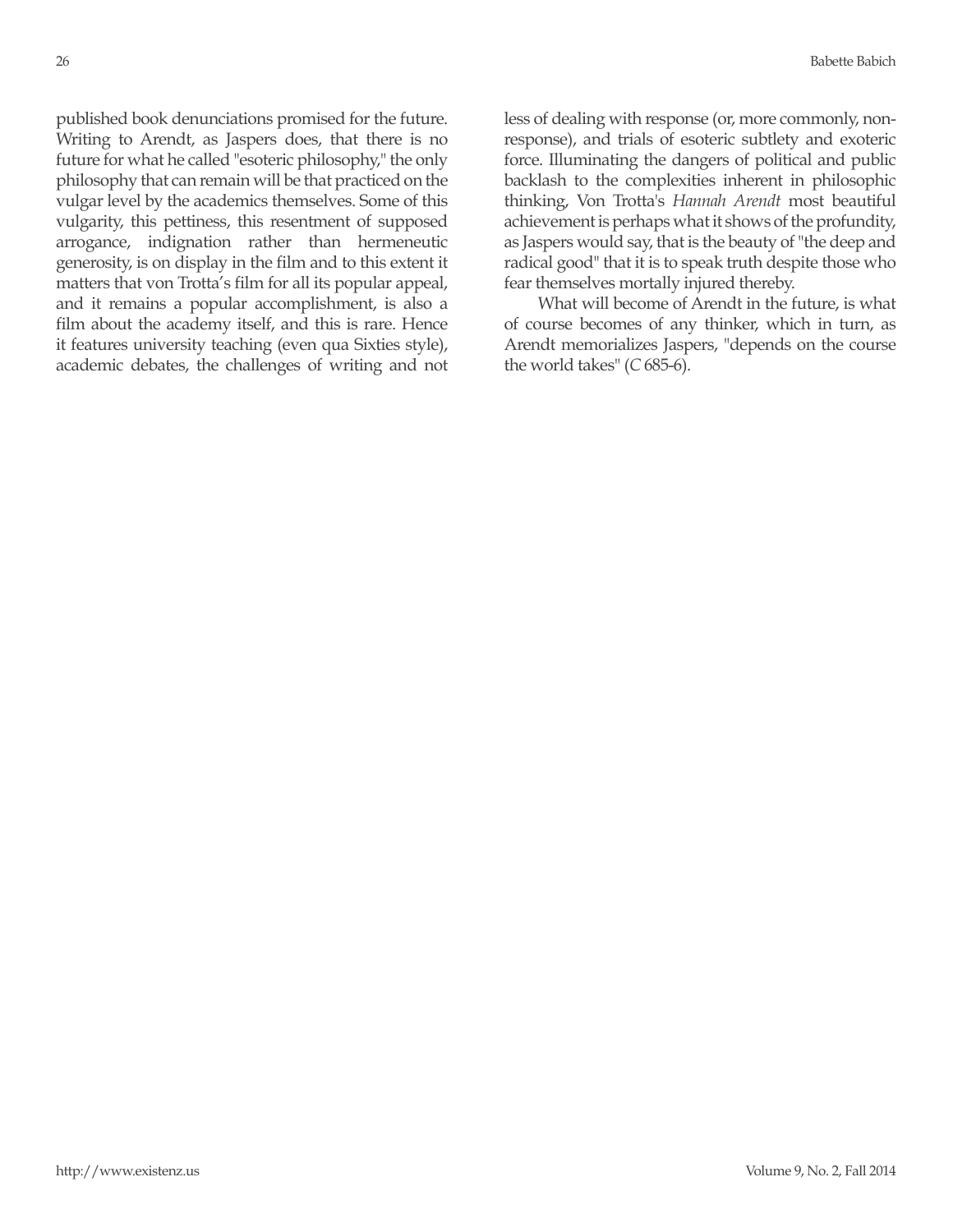published book denunciations promised for the future. Writing to Arendt, as Jaspers does, that there is no future for what he called "esoteric philosophy," the only philosophy that can remain will be that practiced on the vulgar level by the academics themselves. Some of this vulgarity, this pettiness, this resentment of supposed arrogance, indignation rather than hermeneutic generosity, is on display in the film and to this extent it matters that von Trotta's film for all its popular appeal, and it remains a popular accomplishment, is also a film about the academy itself, and this is rare. Hence it features university teaching (even qua Sixties style), academic debates, the challenges of writing and not less of dealing with response (or, more commonly, non-response), and trials of esoteric subtlety and exoteric force. Illuminating the dangers of political and public backlash to the complexities inherent in philosophic thinking, Von Trotta's *Hannah Arendt* most beautiful achievement is perhaps what it shows of the profundity, as Jaspers would say, that is the beauty of "the deep and radical good" that it is to speak truth despite those who fear themselves mortally injured thereby.

What will become of Arendt in the future, is what of course becomes of any thinker, which in turn, as Arendt memorializes Jaspers, "depends on the course the world takes" (*C* 685-6).